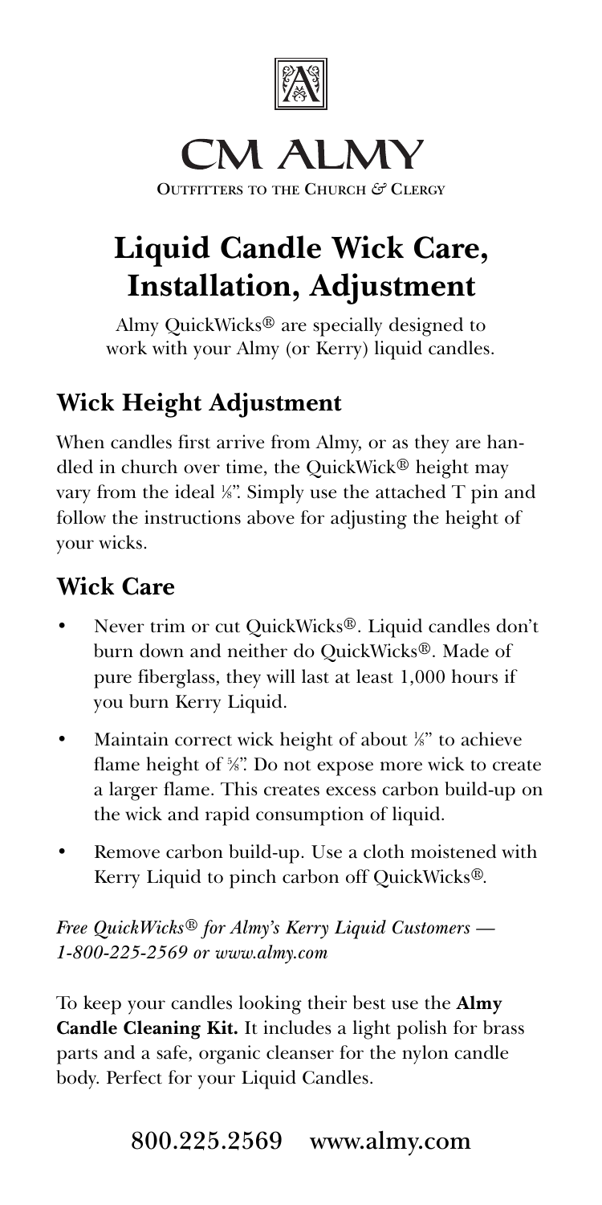# CM ALMY

**OUTFITTERS TO THE CHURCH & CLERGY**

# Liquid Candle Wick Care, Installation, Adjustment

Almy QuickWicks® are specially designed to work with your Almy (or Kerry) liquid candles.

## Wick Height Adjustment

When candles first arrive from Almy, or as they are handled in church over time, the QuickWick® height may vary from the ideal ⅛". Simply use the attached T pin and follow the instructions above for adjusting the height of your wicks.

## Wick Care

- Never trim or cut QuickWicks®. Liquid candles don't burn down and neither do QuickWicks®. Made of pure fiberglass, they will last at least 1,000 hours if you burn Kerry Liquid.
- Maintain correct wick height of about ⅛" to achieve flame height of ⅝". Do not expose more wick to create a larger flame. This creates excess carbon build-up on the wick and rapid consumption of liquid.
- Remove carbon build-up. Use a cloth moistened with Kerry Liquid to pinch carbon off QuickWicks®.

*Free QuickWicks® for Almy's Kerry Liquid Customers — 1-800-225-2569 or www.almy.com*

To keep your candles looking their best use the **Almy Candle Cleaning Kit.** It includes a light polish for brass parts and a safe, organic cleanser for the nylon candle body. Perfect for your Liquid Candles.

800.225.2569 www.almy.com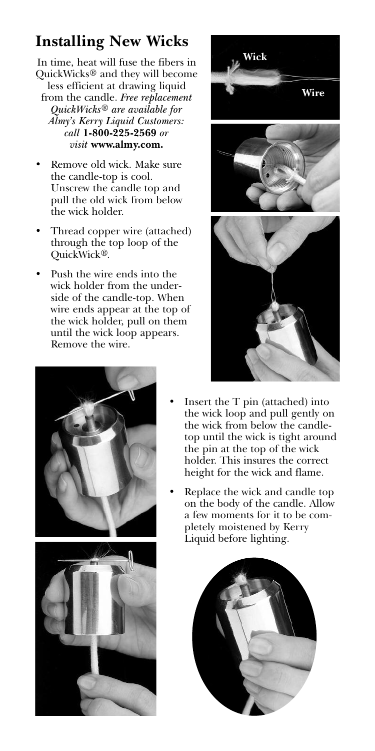## Installing New Wicks

In time, heat will fuse the fibers in QuickWicks® and they will become less efficient at drawing liquid from the candle. *Free replacement QuickWicks® are available for Almy's Kerry Liquid Customers: call* **1-800-225-2569** *or visit* **www.almy.com.**

- Remove old wick. Make sure the candle-top is cool. Unscrew the candle top and pull the old wick from below the wick holder.
- Thread copper wire (attached) through the top loop of the QuickWick®.
- Push the wire ends into the wick holder from the underside of the candle-top. When wire ends appear at the top of the wick holder, pull on them until the wick loop appears. Remove the wire.
- Insert the T pin (attached) into the wick loop and pull gently on the wick from below the candle-top until the wick is tight around the pin at the top of the wick holder. This insures the correct height for the wick and flame.
- Replace the wick and candle top on the body of the candle. Allow a few moments for it to be completely moistened by Kerry Liquid before lighting.

**Wick**

**Wire**